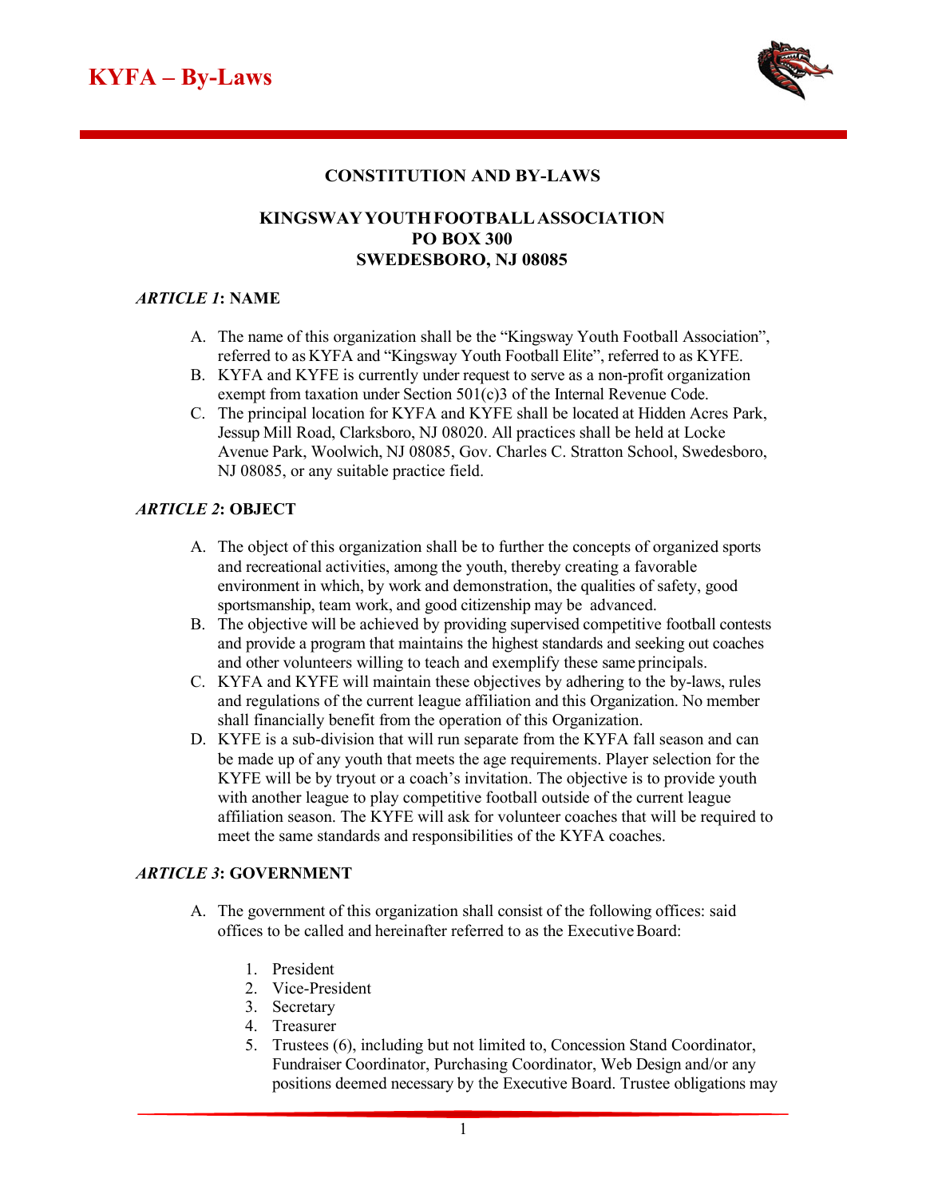# CONSTITUTION AND BY-LAWS

## KINGSWAY YOUTH FOOTBALL ASSOCIATION
## PO BOX 300
## SWEDESBORO, NJ 08085

### *ARTICLE 1*: NAME

A. The name of this organization shall be the "Kingsway Youth Football Association", referred to as KYFA and "Kingsway Youth Football Elite", referred to as KYFE.
B. KYFA and KYFE is currently under request to serve as a non-profit organization exempt from taxation under Section 501(c)3 of the Internal Revenue Code.
C. The principal location for KYFA and KYFE shall be located at Hidden Acres Park, Jessup Mill Road, Clarksboro, NJ 08020. All practices shall be held at Locke Avenue Park, Woolwich, NJ 08085, Gov. Charles C. Stratton School, Swedesboro, NJ 08085, or any suitable practice field.

### *ARTICLE 2*: OBJECT

A. The object of this organization shall be to further the concepts of organized sports and recreational activities, among the youth, thereby creating a favorable environment in which, by work and demonstration, the qualities of safety, good sportsmanship, team work, and good citizenship may be advanced.
B. The objective will be achieved by providing supervised competitive football contests and provide a program that maintains the highest standards and seeking out coaches and other volunteers willing to teach and exemplify these same principals.
C. KYFA and KYFE will maintain these objectives by adhering to the by-laws, rules and regulations of the current league affiliation and this Organization. No member shall financially benefit from the operation of this Organization.
D. KYFE is a sub-division that will run separate from the KYFA fall season and can be made up of any youth that meets the age requirements. Player selection for the KYFE will be by tryout or a coach's invitation. The objective is to provide youth with another league to play competitive football outside of the current league affiliation season. The KYFE will ask for volunteer coaches that will be required to meet the same standards and responsibilities of the KYFA coaches.

### *ARTICLE 3*: GOVERNMENT

A. The government of this organization shall consist of the following offices: said offices to be called and hereinafter referred to as the Executive Board:

   1. President
   2. Vice-President
   3. Secretary
   4. Treasurer
   5. Trustees (6), including but not limited to, Concession Stand Coordinator, Fundraiser Coordinator, Purchasing Coordinator, Web Design and/or any positions deemed necessary by the Executive Board. Trustee obligations may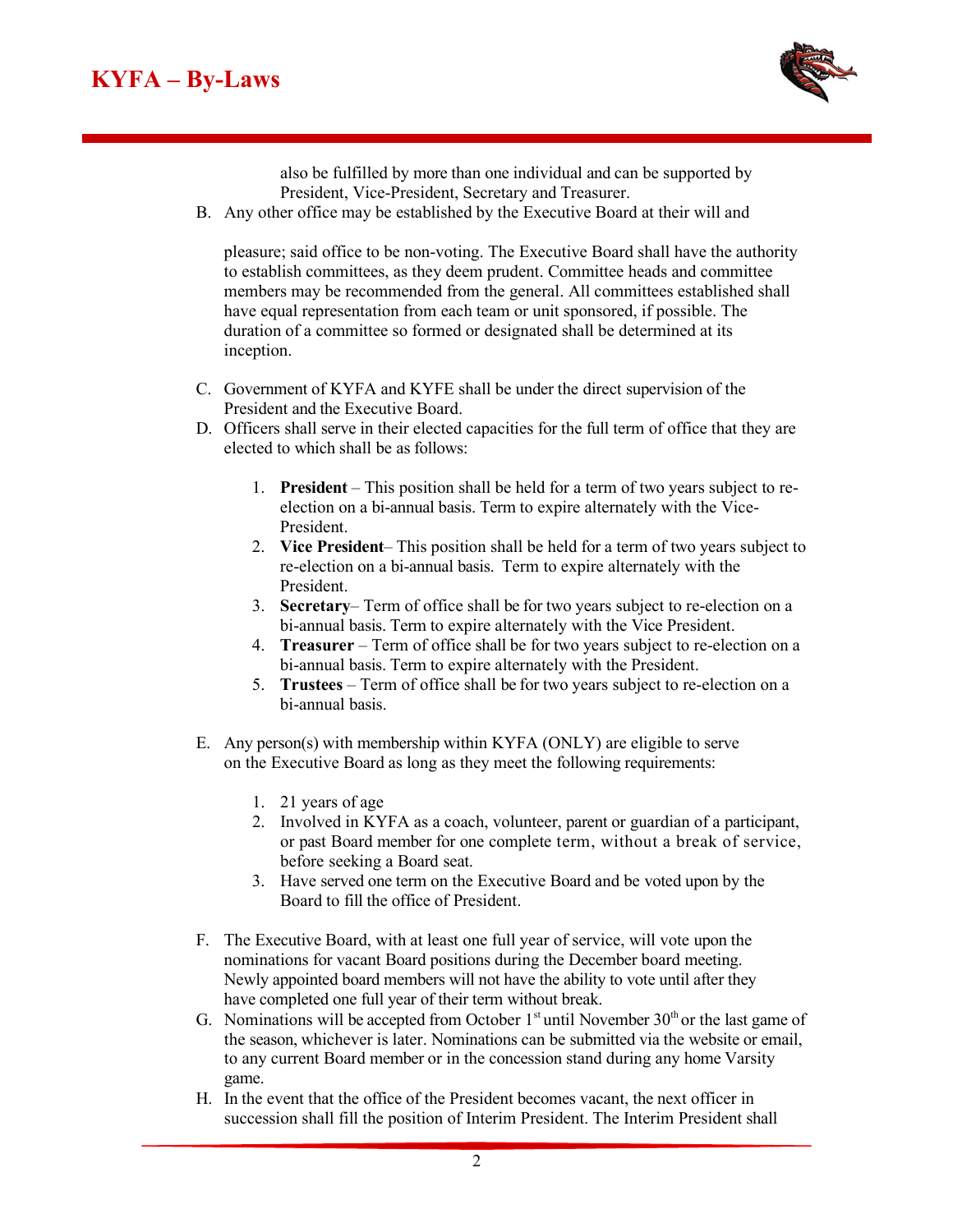also be fulfilled by more than one individual and can be supported by President, Vice-President, Secretary and Treasurer.

B. Any other office may be established by the Executive Board at their will and

pleasure; said office to be non-voting. The Executive Board shall have the authority to establish committees, as they deem prudent. Committee heads and committee members may be recommended from the general. All committees established shall have equal representation from each team or unit sponsored, if possible. The duration of a committee so formed or designated shall be determined at its inception.

C. Government of KYFA and KYFE shall be under the direct supervision of the President and the Executive Board.

D. Officers shall serve in their elected capacities for the full term of office that they are elected to which shall be as follows:

   1. **President** – This position shall be held for a term of two years subject to re-election on a bi-annual basis. Term to expire alternately with the Vice-President.
   2. **Vice President**– This position shall be held for a term of two years subject to re-election on a bi-annual basis. Term to expire alternately with the President.
   3. **Secretary**– Term of office shall be for two years subject to re-election on a bi-annual basis. Term to expire alternately with the Vice President.
   4. **Treasurer** – Term of office shall be for two years subject to re-election on a bi-annual basis. Term to expire alternately with the President.
   5. **Trustees** – Term of office shall be for two years subject to re-election on a bi-annual basis.

E. Any person(s) with membership within KYFA (ONLY) are eligible to serve on the Executive Board as long as they meet the following requirements:

   1. 21 years of age
   2. Involved in KYFA as a coach, volunteer, parent or guardian of a participant, or past Board member for one complete term, without a break of service, before seeking a Board seat.
   3. Have served one term on the Executive Board and be voted upon by the Board to fill the office of President.

F. The Executive Board, with at least one full year of service, will vote upon the nominations for vacant Board positions during the December board meeting. Newly appointed board members will not have the ability to vote until after they have completed one full year of their term without break.

G. Nominations will be accepted from October 1st until November 30th or the last game of the season, whichever is later. Nominations can be submitted via the website or email, to any current Board member or in the concession stand during any home Varsity game.

H. In the event that the office of the President becomes vacant, the next officer in succession shall fill the position of Interim President. The Interim President shall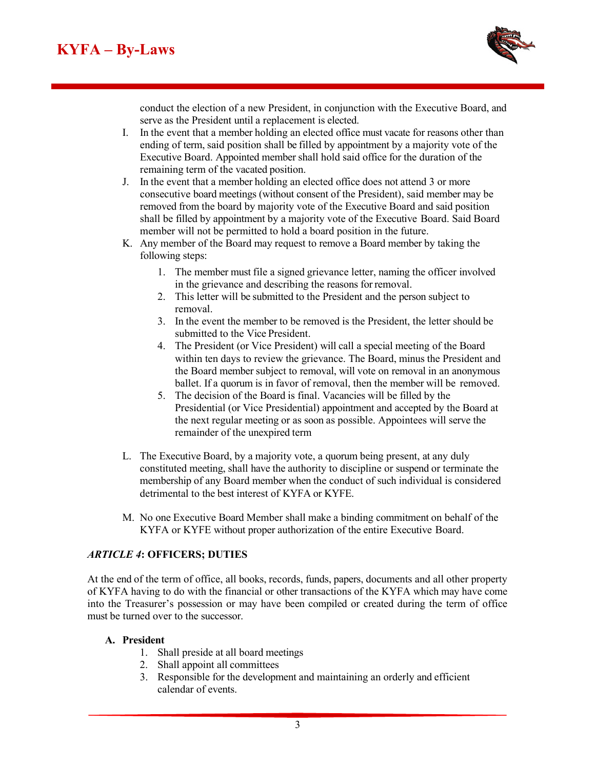conduct the election of a new President, in conjunction with the Executive Board, and serve as the President until a replacement is elected.

I. In the event that a member holding an elected office must vacate for reasons other than ending of term, said position shall be filled by appointment by a majority vote of the Executive Board. Appointed member shall hold said office for the duration of the remaining term of the vacated position.

J. In the event that a member holding an elected office does not attend 3 or more consecutive board meetings (without consent of the President), said member may be removed from the board by majority vote of the Executive Board and said position shall be filled by appointment by a majority vote of the Executive Board. Said Board member will not be permitted to hold a board position in the future.

K. Any member of the Board may request to remove a Board member by taking the following steps:

   1. The member must file a signed grievance letter, naming the officer involved in the grievance and describing the reasons for removal.
   2. This letter will be submitted to the President and the person subject to removal.
   3. In the event the member to be removed is the President, the letter should be submitted to the Vice President.
   4. The President (or Vice President) will call a special meeting of the Board within ten days to review the grievance. The Board, minus the President and the Board member subject to removal, will vote on removal in an anonymous ballot. If a quorum is in favor of removal, then the member will be removed.
   5. The decision of the Board is final. Vacancies will be filled by the Presidential (or Vice Presidential) appointment and accepted by the Board at the next regular meeting or as soon as possible. Appointees will serve the remainder of the unexpired term

L. The Executive Board, by a majority vote, a quorum being present, at any duly constituted meeting, shall have the authority to discipline or suspend or terminate the membership of any Board member when the conduct of such individual is considered detrimental to the best interest of KYFA or KYFE.

M. No one Executive Board Member shall make a binding commitment on behalf of the KYFA or KYFE without proper authorization of the entire Executive Board.

### *ARTICLE 4*: OFFICERS; DUTIES

At the end of the term of office, all books, records, funds, papers, documents and all other property of KYFA having to do with the financial or other transactions of the KYFA which may have come into the Treasurer's possession or may have been compiled or created during the term of office must be turned over to the successor.

**A. President**

1. Shall preside at all board meetings
2. Shall appoint all committees
3. Responsible for the development and maintaining an orderly and efficient calendar of events.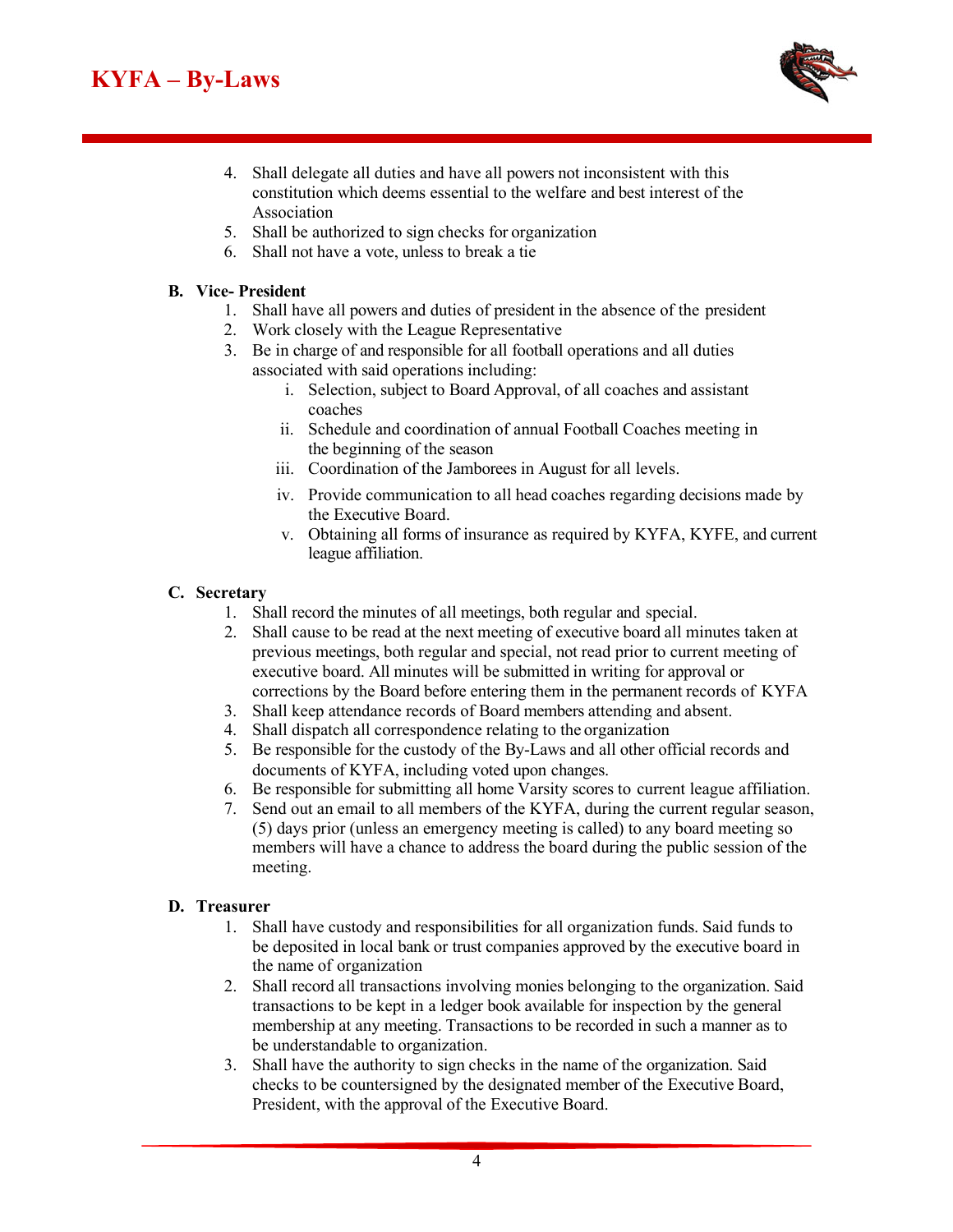4. Shall delegate all duties and have all powers not inconsistent with this constitution which deems essential to the welfare and best interest of the Association
5. Shall be authorized to sign checks for organization
6. Shall not have a vote, unless to break a tie

**B. Vice- President**

1. Shall have all powers and duties of president in the absence of the president
2. Work closely with the League Representative
3. Be in charge of and responsible for all football operations and all duties associated with said operations including:
    i. Selection, subject to Board Approval, of all coaches and assistant coaches
    ii. Schedule and coordination of annual Football Coaches meeting in the beginning of the season
    iii. Coordination of the Jamborees in August for all levels.
    iv. Provide communication to all head coaches regarding decisions made by the Executive Board.
    v. Obtaining all forms of insurance as required by KYFA, KYFE, and current league affiliation.

**C. Secretary**

1. Shall record the minutes of all meetings, both regular and special.
2. Shall cause to be read at the next meeting of executive board all minutes taken at previous meetings, both regular and special, not read prior to current meeting of executive board. All minutes will be submitted in writing for approval or corrections by the Board before entering them in the permanent records of KYFA
3. Shall keep attendance records of Board members attending and absent.
4. Shall dispatch all correspondence relating to the organization
5. Be responsible for the custody of the By-Laws and all other official records and documents of KYFA, including voted upon changes.
6. Be responsible for submitting all home Varsity scores to current league affiliation.
7. Send out an email to all members of the KYFA, during the current regular season, (5) days prior (unless an emergency meeting is called) to any board meeting so members will have a chance to address the board during the public session of the meeting.

**D. Treasurer**

1. Shall have custody and responsibilities for all organization funds. Said funds to be deposited in local bank or trust companies approved by the executive board in the name of organization
2. Shall record all transactions involving monies belonging to the organization. Said transactions to be kept in a ledger book available for inspection by the general membership at any meeting. Transactions to be recorded in such a manner as to be understandable to organization.
3. Shall have the authority to sign checks in the name of the organization. Said checks to be countersigned by the designated member of the Executive Board, President, with the approval of the Executive Board.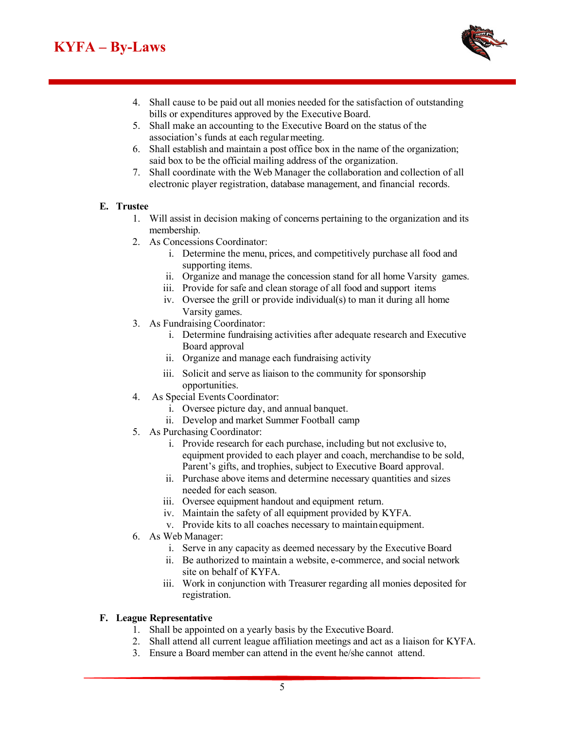4. Shall cause to be paid out all monies needed for the satisfaction of outstanding bills or expenditures approved by the Executive Board.
5. Shall make an accounting to the Executive Board on the status of the association's funds at each regular meeting.
6. Shall establish and maintain a post office box in the name of the organization; said box to be the official mailing address of the organization.
7. Shall coordinate with the Web Manager the collaboration and collection of all electronic player registration, database management, and financial records.

**E. Trustee**

1. Will assist in decision making of concerns pertaining to the organization and its membership.
2. As Concessions Coordinator:
   i. Determine the menu, prices, and competitively purchase all food and supporting items.
   ii. Organize and manage the concession stand for all home Varsity games.
   iii. Provide for safe and clean storage of all food and support items
   iv. Oversee the grill or provide individual(s) to man it during all home Varsity games.
3. As Fundraising Coordinator:
   i. Determine fundraising activities after adequate research and Executive Board approval
   ii. Organize and manage each fundraising activity
   iii. Solicit and serve as liaison to the community for sponsorship opportunities.
4. As Special Events Coordinator:
   i. Oversee picture day, and annual banquet.
   ii. Develop and market Summer Football camp
5. As Purchasing Coordinator:
   i. Provide research for each purchase, including but not exclusive to, equipment provided to each player and coach, merchandise to be sold, Parent's gifts, and trophies, subject to Executive Board approval.
   ii. Purchase above items and determine necessary quantities and sizes needed for each season.
   iii. Oversee equipment handout and equipment return.
   iv. Maintain the safety of all equipment provided by KYFA.
   v. Provide kits to all coaches necessary to maintain equipment.
6. As Web Manager:
   i. Serve in any capacity as deemed necessary by the Executive Board
   ii. Be authorized to maintain a website, e-commerce, and social network site on behalf of KYFA.
   iii. Work in conjunction with Treasurer regarding all monies deposited for registration.

**F. League Representative**

1. Shall be appointed on a yearly basis by the Executive Board.
2. Shall attend all current league affiliation meetings and act as a liaison for KYFA.
3. Ensure a Board member can attend in the event he/she cannot attend.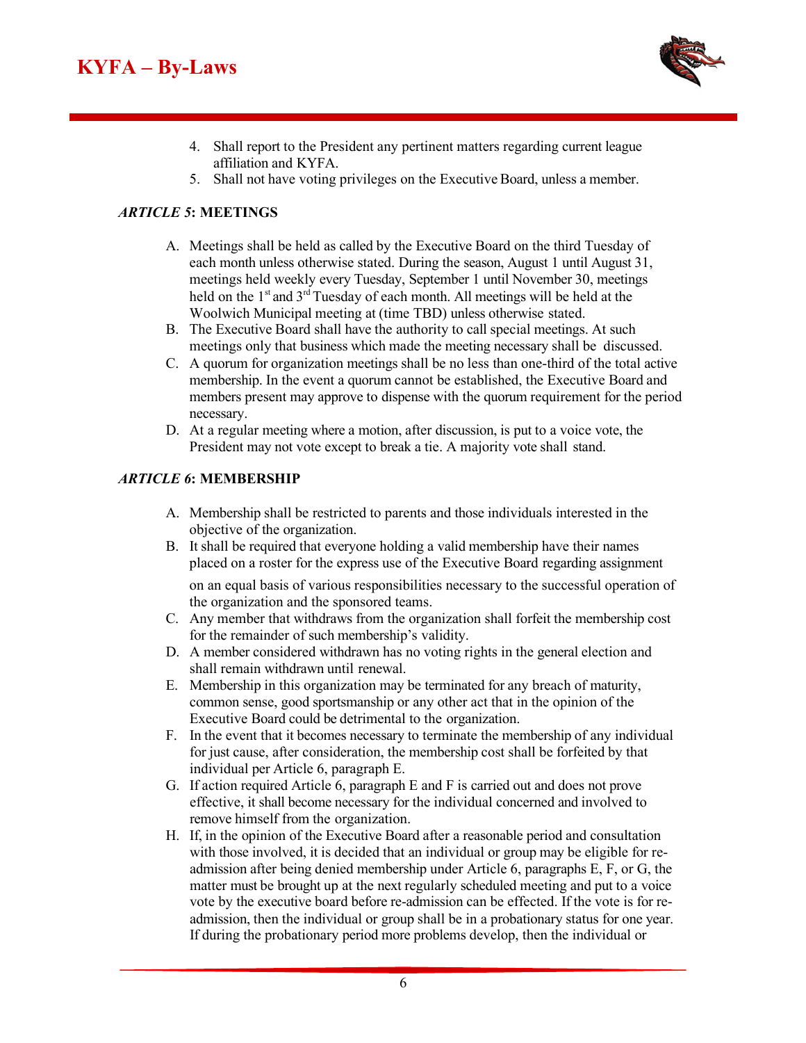4. Shall report to the President any pertinent matters regarding current league affiliation and KYFA.
5. Shall not have voting privileges on the Executive Board, unless a member.

## *ARTICLE 5*: MEETINGS

A. Meetings shall be held as called by the Executive Board on the third Tuesday of each month unless otherwise stated. During the season, August 1 until August 31, meetings held weekly every Tuesday, September 1 until November 30, meetings held on the 1st and 3rd Tuesday of each month. All meetings will be held at the Woolwich Municipal meeting at (time TBD) unless otherwise stated.
B. The Executive Board shall have the authority to call special meetings. At such meetings only that business which made the meeting necessary shall be discussed.
C. A quorum for organization meetings shall be no less than one-third of the total active membership. In the event a quorum cannot be established, the Executive Board and members present may approve to dispense with the quorum requirement for the period necessary.
D. At a regular meeting where a motion, after discussion, is put to a voice vote, the President may not vote except to break a tie. A majority vote shall stand.

## *ARTICLE 6*: MEMBERSHIP

A. Membership shall be restricted to parents and those individuals interested in the objective of the organization.
B. It shall be required that everyone holding a valid membership have their names placed on a roster for the express use of the Executive Board regarding assignment on an equal basis of various responsibilities necessary to the successful operation of the organization and the sponsored teams.
C. Any member that withdraws from the organization shall forfeit the membership cost for the remainder of such membership's validity.
D. A member considered withdrawn has no voting rights in the general election and shall remain withdrawn until renewal.
E. Membership in this organization may be terminated for any breach of maturity, common sense, good sportsmanship or any other act that in the opinion of the Executive Board could be detrimental to the organization.
F. In the event that it becomes necessary to terminate the membership of any individual for just cause, after consideration, the membership cost shall be forfeited by that individual per Article 6, paragraph E.
G. If action required Article 6, paragraph E and F is carried out and does not prove effective, it shall become necessary for the individual concerned and involved to remove himself from the organization.
H. If, in the opinion of the Executive Board after a reasonable period and consultation with those involved, it is decided that an individual or group may be eligible for re-admission after being denied membership under Article 6, paragraphs E, F, or G, the matter must be brought up at the next regularly scheduled meeting and put to a voice vote by the executive board before re-admission can be effected. If the vote is for re-admission, then the individual or group shall be in a probationary status for one year. If during the probationary period more problems develop, then the individual or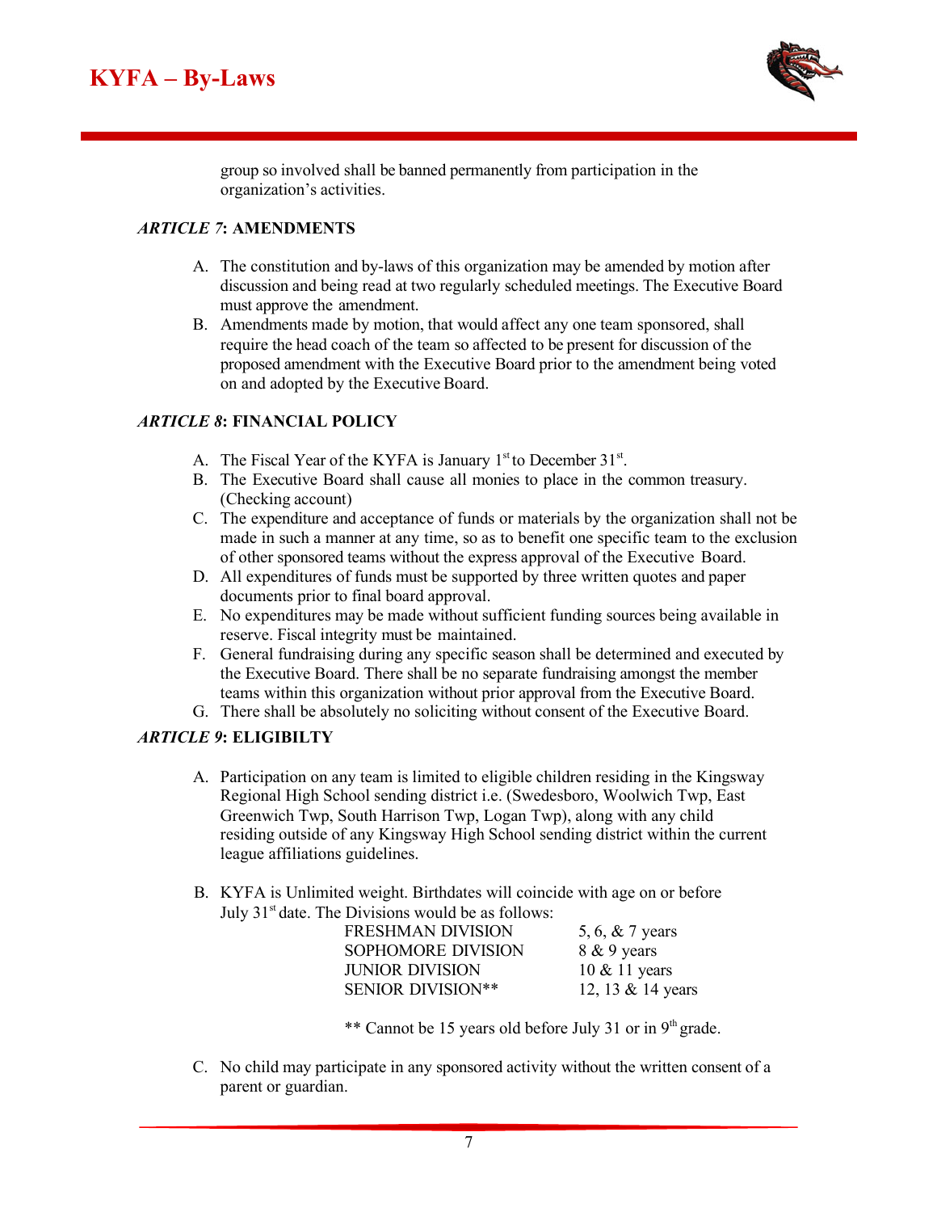group so involved shall be banned permanently from participation in the organization's activities.

### *ARTICLE 7*: AMENDMENTS

A. The constitution and by-laws of this organization may be amended by motion after discussion and being read at two regularly scheduled meetings. The Executive Board must approve the amendment.
B. Amendments made by motion, that would affect any one team sponsored, shall require the head coach of the team so affected to be present for discussion of the proposed amendment with the Executive Board prior to the amendment being voted on and adopted by the Executive Board.

### *ARTICLE 8*: FINANCIAL POLICY

A. The Fiscal Year of the KYFA is January 1st to December 31st.
B. The Executive Board shall cause all monies to place in the common treasury. (Checking account)
C. The expenditure and acceptance of funds or materials by the organization shall not be made in such a manner at any time, so as to benefit one specific team to the exclusion of other sponsored teams without the express approval of the Executive Board.
D. All expenditures of funds must be supported by three written quotes and paper documents prior to final board approval.
E. No expenditures may be made without sufficient funding sources being available in reserve. Fiscal integrity must be maintained.
F. General fundraising during any specific season shall be determined and executed by the Executive Board. There shall be no separate fundraising amongst the member teams within this organization without prior approval from the Executive Board.
G. There shall be absolutely no soliciting without consent of the Executive Board.

### *ARTICLE 9*: ELIGIBILTY

A. Participation on any team is limited to eligible children residing in the Kingsway Regional High School sending district i.e. (Swedesboro, Woolwich Twp, East Greenwich Twp, South Harrison Twp, Logan Twp), along with any child residing outside of any Kingsway High School sending district within the current league affiliations guidelines.

B. KYFA is Unlimited weight. Birthdates will coincide with age on or before July 31st date. The Divisions would be as follows:

| | |
|---|---|
| FRESHMAN DIVISION | 5, 6, & 7 years |
| SOPHOMORE DIVISION | 8 & 9 years |
| JUNIOR DIVISION | 10 & 11 years |
| SENIOR DIVISION** | 12, 13 & 14 years |

** Cannot be 15 years old before July 31 or in 9th grade.

C. No child may participate in any sponsored activity without the written consent of a parent or guardian.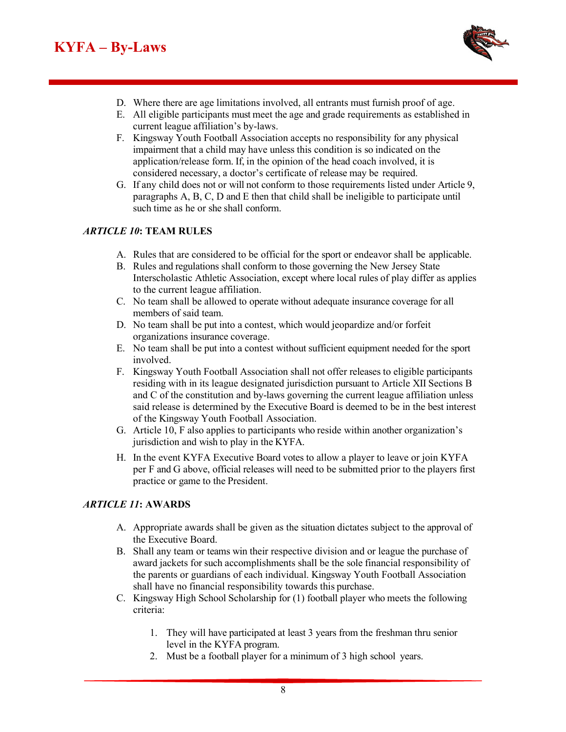D. Where there are age limitations involved, all entrants must furnish proof of age.
E. All eligible participants must meet the age and grade requirements as established in current league affiliation's by-laws.
F. Kingsway Youth Football Association accepts no responsibility for any physical impairment that a child may have unless this condition is so indicated on the application/release form. If, in the opinion of the head coach involved, it is considered necessary, a doctor's certificate of release may be required.
G. If any child does not or will not conform to those requirements listed under Article 9, paragraphs A, B, C, D and E then that child shall be ineligible to participate until such time as he or she shall conform.

### *ARTICLE 10*: TEAM RULES

A. Rules that are considered to be official for the sport or endeavor shall be applicable.
B. Rules and regulations shall conform to those governing the New Jersey State Interscholastic Athletic Association, except where local rules of play differ as applies to the current league affiliation.
C. No team shall be allowed to operate without adequate insurance coverage for all members of said team.
D. No team shall be put into a contest, which would jeopardize and/or forfeit organizations insurance coverage.
E. No team shall be put into a contest without sufficient equipment needed for the sport involved.
F. Kingsway Youth Football Association shall not offer releases to eligible participants residing with in its league designated jurisdiction pursuant to Article XII Sections B and C of the constitution and by-laws governing the current league affiliation unless said release is determined by the Executive Board is deemed to be in the best interest of the Kingsway Youth Football Association.
G. Article 10, F also applies to participants who reside within another organization's jurisdiction and wish to play in the KYFA.
H. In the event KYFA Executive Board votes to allow a player to leave or join KYFA per F and G above, official releases will need to be submitted prior to the players first practice or game to the President.

### *ARTICLE 11*: AWARDS

A. Appropriate awards shall be given as the situation dictates subject to the approval of the Executive Board.
B. Shall any team or teams win their respective division and or league the purchase of award jackets for such accomplishments shall be the sole financial responsibility of the parents or guardians of each individual. Kingsway Youth Football Association shall have no financial responsibility towards this purchase.
C. Kingsway High School Scholarship for (1) football player who meets the following criteria:

   1. They will have participated at least 3 years from the freshman thru senior level in the KYFA program.
   2. Must be a football player for a minimum of 3 high school years.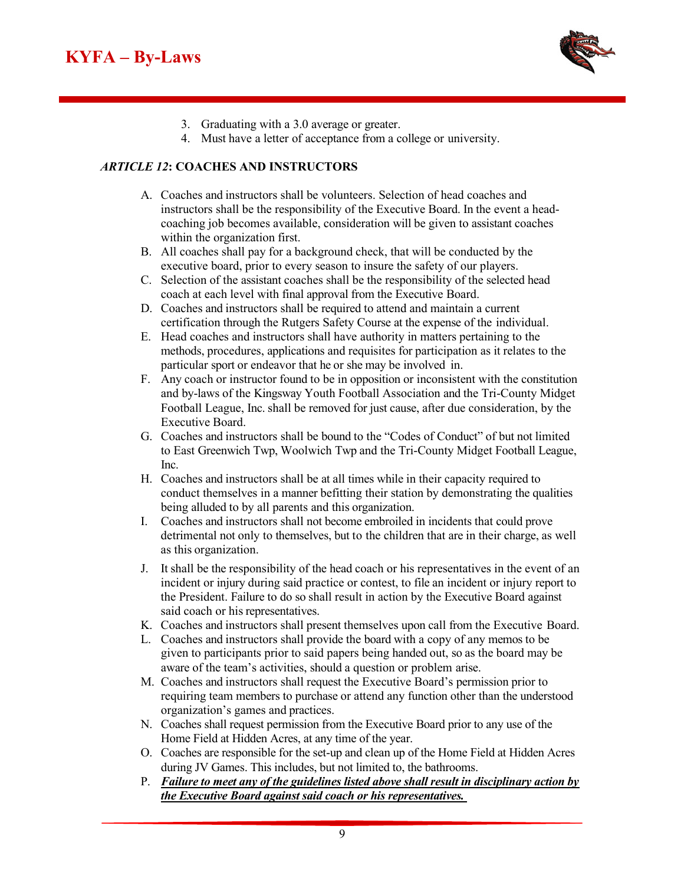3. Graduating with a 3.0 average or greater.
4. Must have a letter of acceptance from a college or university.

### *ARTICLE 12*: COACHES AND INSTRUCTORS

A. Coaches and instructors shall be volunteers. Selection of head coaches and instructors shall be the responsibility of the Executive Board. In the event a head-coaching job becomes available, consideration will be given to assistant coaches within the organization first.
B. All coaches shall pay for a background check, that will be conducted by the executive board, prior to every season to insure the safety of our players.
C. Selection of the assistant coaches shall be the responsibility of the selected head coach at each level with final approval from the Executive Board.
D. Coaches and instructors shall be required to attend and maintain a current certification through the Rutgers Safety Course at the expense of the individual.
E. Head coaches and instructors shall have authority in matters pertaining to the methods, procedures, applications and requisites for participation as it relates to the particular sport or endeavor that he or she may be involved in.
F. Any coach or instructor found to be in opposition or inconsistent with the constitution and by-laws of the Kingsway Youth Football Association and the Tri-County Midget Football League, Inc. shall be removed for just cause, after due consideration, by the Executive Board.
G. Coaches and instructors shall be bound to the "Codes of Conduct" of but not limited to East Greenwich Twp, Woolwich Twp and the Tri-County Midget Football League, Inc.
H. Coaches and instructors shall be at all times while in their capacity required to conduct themselves in a manner befitting their station by demonstrating the qualities being alluded to by all parents and this organization.
I. Coaches and instructors shall not become embroiled in incidents that could prove detrimental not only to themselves, but to the children that are in their charge, as well as this organization.
J. It shall be the responsibility of the head coach or his representatives in the event of an incident or injury during said practice or contest, to file an incident or injury report to the President. Failure to do so shall result in action by the Executive Board against said coach or his representatives.
K. Coaches and instructors shall present themselves upon call from the Executive Board.
L. Coaches and instructors shall provide the board with a copy of any memos to be given to participants prior to said papers being handed out, so as the board may be aware of the team's activities, should a question or problem arise.
M. Coaches and instructors shall request the Executive Board's permission prior to requiring team members to purchase or attend any function other than the understood organization's games and practices.
N. Coaches shall request permission from the Executive Board prior to any use of the Home Field at Hidden Acres, at any time of the year.
O. Coaches are responsible for the set-up and clean up of the Home Field at Hidden Acres during JV Games. This includes, but not limited to, the bathrooms.
P. ***Failure to meet any of the guidelines listed above shall result in disciplinary action by the Executive Board against said coach or his representatives.***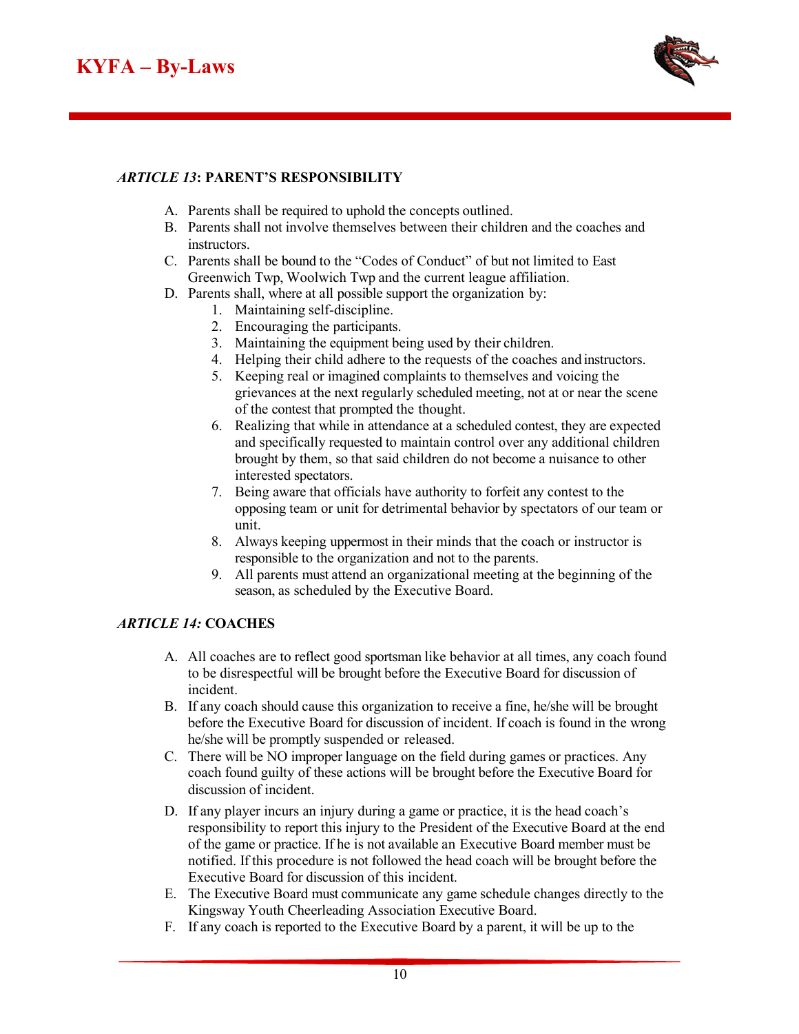### *ARTICLE 13*: PARENT'S RESPONSIBILITY

A. Parents shall be required to uphold the concepts outlined.
B. Parents shall not involve themselves between their children and the coaches and instructors.
C. Parents shall be bound to the "Codes of Conduct" of but not limited to East Greenwich Twp, Woolwich Twp and the current league affiliation.
D. Parents shall, where at all possible support the organization by:
    1. Maintaining self-discipline.
    2. Encouraging the participants.
    3. Maintaining the equipment being used by their children.
    4. Helping their child adhere to the requests of the coaches and instructors.
    5. Keeping real or imagined complaints to themselves and voicing the grievances at the next regularly scheduled meeting, not at or near the scene of the contest that prompted the thought.
    6. Realizing that while in attendance at a scheduled contest, they are expected and specifically requested to maintain control over any additional children brought by them, so that said children do not become a nuisance to other interested spectators.
    7. Being aware that officials have authority to forfeit any contest to the opposing team or unit for detrimental behavior by spectators of our team or unit.
    8. Always keeping uppermost in their minds that the coach or instructor is responsible to the organization and not to the parents.
    9. All parents must attend an organizational meeting at the beginning of the season, as scheduled by the Executive Board.

### *ARTICLE 14:* COACHES

A. All coaches are to reflect good sportsman like behavior at all times, any coach found to be disrespectful will be brought before the Executive Board for discussion of incident.
B. If any coach should cause this organization to receive a fine, he/she will be brought before the Executive Board for discussion of incident. If coach is found in the wrong he/she will be promptly suspended or released.
C. There will be NO improper language on the field during games or practices. Any coach found guilty of these actions will be brought before the Executive Board for discussion of incident.
D. If any player incurs an injury during a game or practice, it is the head coach's responsibility to report this injury to the President of the Executive Board at the end of the game or practice. If he is not available an Executive Board member must be notified. If this procedure is not followed the head coach will be brought before the Executive Board for discussion of this incident.
E. The Executive Board must communicate any game schedule changes directly to the Kingsway Youth Cheerleading Association Executive Board.
F. If any coach is reported to the Executive Board by a parent, it will be up to the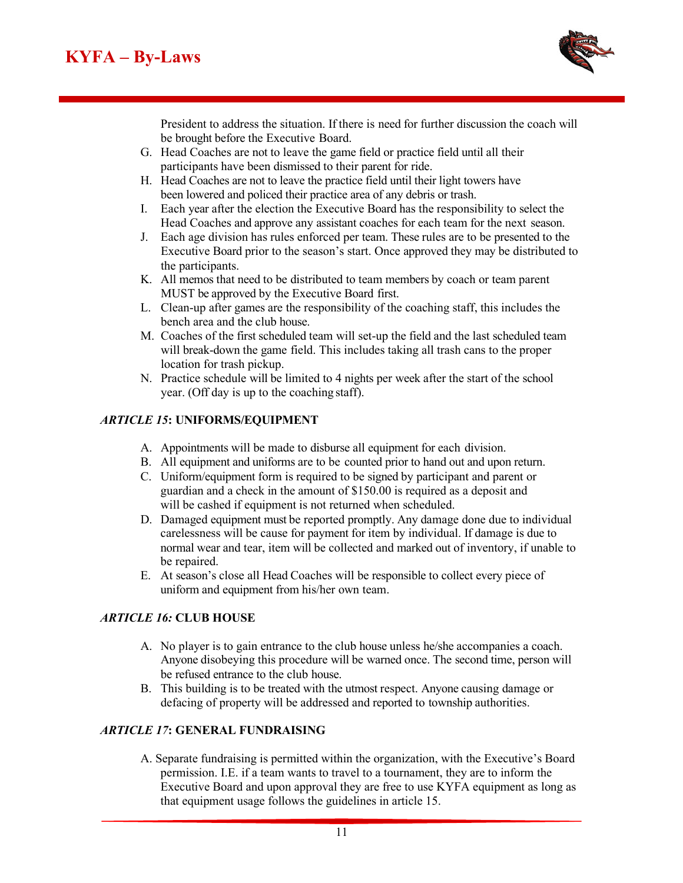President to address the situation. If there is need for further discussion the coach will be brought before the Executive Board.

G. Head Coaches are not to leave the game field or practice field until all their participants have been dismissed to their parent for ride.
H. Head Coaches are not to leave the practice field until their light towers have been lowered and policed their practice area of any debris or trash.
I. Each year after the election the Executive Board has the responsibility to select the Head Coaches and approve any assistant coaches for each team for the next season.
J. Each age division has rules enforced per team. These rules are to be presented to the Executive Board prior to the season's start. Once approved they may be distributed to the participants.
K. All memos that need to be distributed to team members by coach or team parent MUST be approved by the Executive Board first.
L. Clean-up after games are the responsibility of the coaching staff, this includes the bench area and the club house.
M. Coaches of the first scheduled team will set-up the field and the last scheduled team will break-down the game field. This includes taking all trash cans to the proper location for trash pickup.
N. Practice schedule will be limited to 4 nights per week after the start of the school year. (Off day is up to the coaching staff).

### *ARTICLE 15*: UNIFORMS/EQUIPMENT

A. Appointments will be made to disburse all equipment for each division.
B. All equipment and uniforms are to be counted prior to hand out and upon return.
C. Uniform/equipment form is required to be signed by participant and parent or guardian and a check in the amount of $150.00 is required as a deposit and will be cashed if equipment is not returned when scheduled.
D. Damaged equipment must be reported promptly. Any damage done due to individual carelessness will be cause for payment for item by individual. If damage is due to normal wear and tear, item will be collected and marked out of inventory, if unable to be repaired.
E. At season's close all Head Coaches will be responsible to collect every piece of uniform and equipment from his/her own team.

### *ARTICLE 16:* CLUB HOUSE

A. No player is to gain entrance to the club house unless he/she accompanies a coach. Anyone disobeying this procedure will be warned once. The second time, person will be refused entrance to the club house.
B. This building is to be treated with the utmost respect. Anyone causing damage or defacing of property will be addressed and reported to township authorities.

### *ARTICLE 17*: GENERAL FUNDRAISING

A. Separate fundraising is permitted within the organization, with the Executive's Board permission. I.E. if a team wants to travel to a tournament, they are to inform the Executive Board and upon approval they are free to use KYFA equipment as long as that equipment usage follows the guidelines in article 15.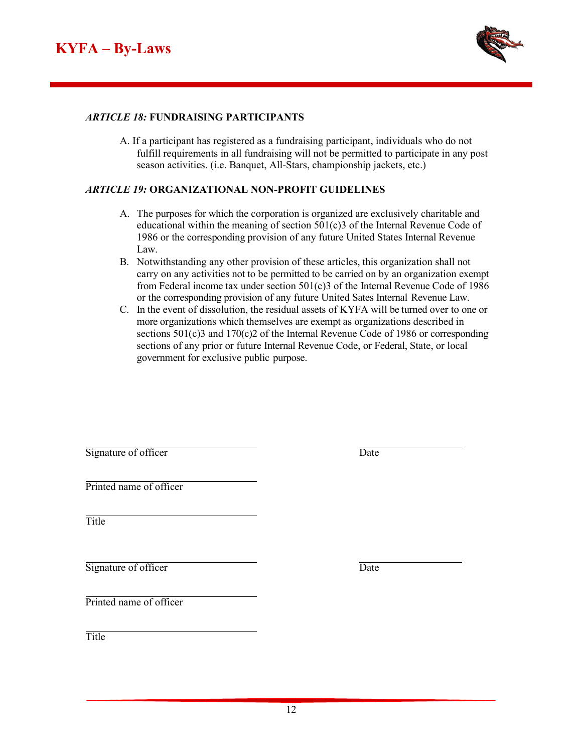### *ARTICLE 18:* FUNDRAISING PARTICIPANTS

A. If a participant has registered as a fundraising participant, individuals who do not fulfill requirements in all fundraising will not be permitted to participate in any post season activities. (i.e. Banquet, All-Stars, championship jackets, etc.)

### *ARTICLE 19:* ORGANIZATIONAL NON-PROFIT GUIDELINES

A. The purposes for which the corporation is organized are exclusively charitable and educational within the meaning of section 501(c)3 of the Internal Revenue Code of 1986 or the corresponding provision of any future United States Internal Revenue Law.
B. Notwithstanding any other provision of these articles, this organization shall not carry on any activities not to be permitted to be carried on by an organization exempt from Federal income tax under section 501(c)3 of the Internal Revenue Code of 1986 or the corresponding provision of any future United Sates Internal Revenue Law.
C. In the event of dissolution, the residual assets of KYFA will be turned over to one or more organizations which themselves are exempt as organizations described in sections 501(c)3 and 170(c)2 of the Internal Revenue Code of 1986 or corresponding sections of any prior or future Internal Revenue Code, or Federal, State, or local government for exclusive public purpose.

\_\_\_\_\_\_\_\_\_\_\_\_\_\_\_\_\_\_\_\_\_\_\_\_\_\_\_\_ \_\_\_\_\_\_\_\_\_\_\_\_\_\_\_\_
Signature of officer Date

\_\_\_\_\_\_\_\_\_\_\_\_\_\_\_\_\_\_\_\_\_\_\_\_\_\_\_\_
Printed name of officer

\_\_\_\_\_\_\_\_\_\_\_\_\_\_\_\_\_\_\_\_\_\_\_\_\_\_\_\_
Title

\_\_\_\_\_\_\_\_\_\_\_\_\_\_\_\_\_\_\_\_\_\_\_\_\_\_\_\_ \_\_\_\_\_\_\_\_\_\_\_\_\_\_\_\_
Signature of officer Date

\_\_\_\_\_\_\_\_\_\_\_\_\_\_\_\_\_\_\_\_\_\_\_\_\_\_\_\_
Printed name of officer

\_\_\_\_\_\_\_\_\_\_\_\_\_\_\_\_\_\_\_\_\_\_\_\_\_\_\_\_
Title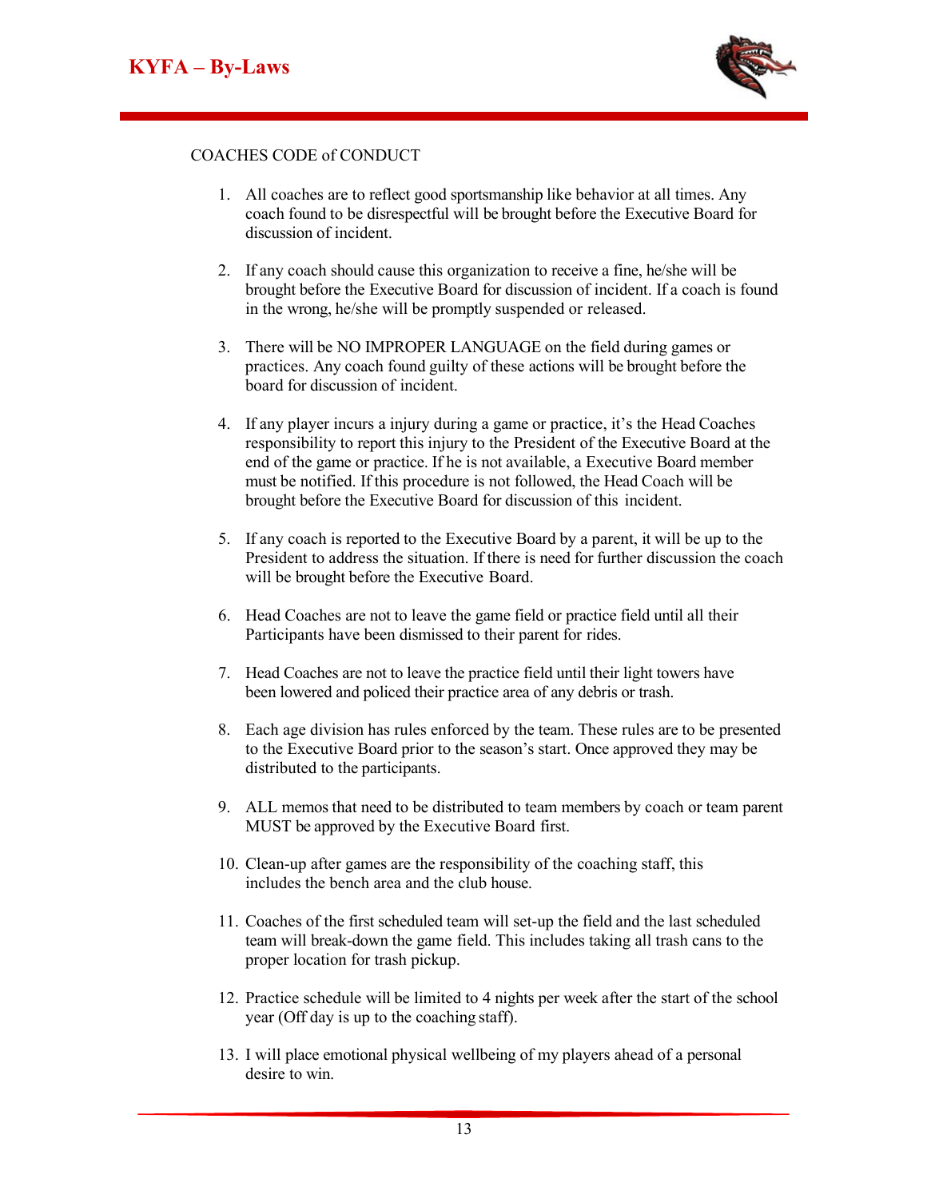## COACHES CODE of CONDUCT

1. All coaches are to reflect good sportsmanship like behavior at all times. Any coach found to be disrespectful will be brought before the Executive Board for discussion of incident.

2. If any coach should cause this organization to receive a fine, he/she will be brought before the Executive Board for discussion of incident. If a coach is found in the wrong, he/she will be promptly suspended or released.

3. There will be NO IMPROPER LANGUAGE on the field during games or practices. Any coach found guilty of these actions will be brought before the board for discussion of incident.

4. If any player incurs a injury during a game or practice, it's the Head Coaches responsibility to report this injury to the President of the Executive Board at the end of the game or practice. If he is not available, a Executive Board member must be notified. If this procedure is not followed, the Head Coach will be brought before the Executive Board for discussion of this incident.

5. If any coach is reported to the Executive Board by a parent, it will be up to the President to address the situation. If there is need for further discussion the coach will be brought before the Executive Board.

6. Head Coaches are not to leave the game field or practice field until all their Participants have been dismissed to their parent for rides.

7. Head Coaches are not to leave the practice field until their light towers have been lowered and policed their practice area of any debris or trash.

8. Each age division has rules enforced by the team. These rules are to be presented to the Executive Board prior to the season's start. Once approved they may be distributed to the participants.

9. ALL memos that need to be distributed to team members by coach or team parent MUST be approved by the Executive Board first.

10. Clean-up after games are the responsibility of the coaching staff, this includes the bench area and the club house.

11. Coaches of the first scheduled team will set-up the field and the last scheduled team will break-down the game field. This includes taking all trash cans to the proper location for trash pickup.

12. Practice schedule will be limited to 4 nights per week after the start of the school year (Off day is up to the coaching staff).

13. I will place emotional physical wellbeing of my players ahead of a personal desire to win.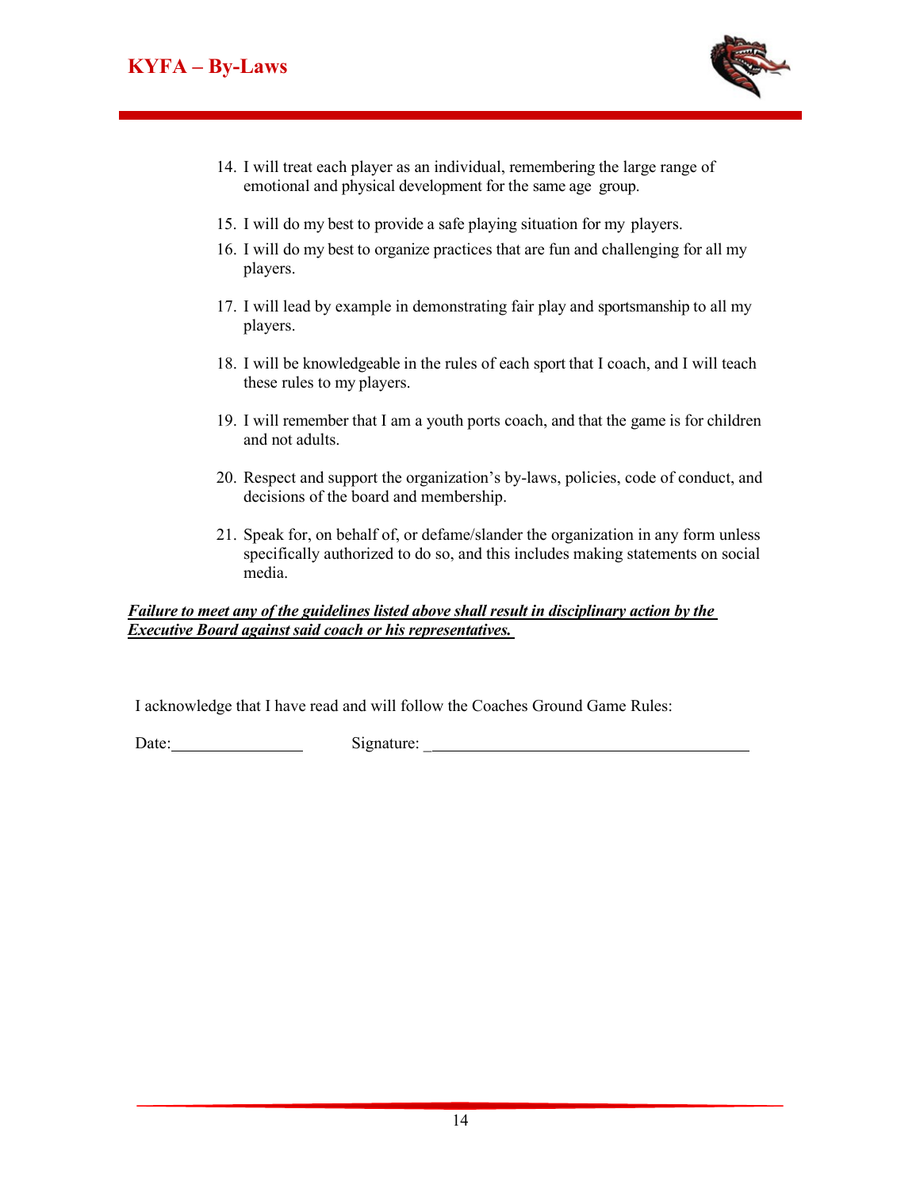14. I will treat each player as an individual, remembering the large range of emotional and physical development for the same age group.
15. I will do my best to provide a safe playing situation for my players.
16. I will do my best to organize practices that are fun and challenging for all my players.
17. I will lead by example in demonstrating fair play and sportsmanship to all my players.
18. I will be knowledgeable in the rules of each sport that I coach, and I will teach these rules to my players.
19. I will remember that I am a youth ports coach, and that the game is for children and not adults.
20. Respect and support the organization's by-laws, policies, code of conduct, and decisions of the board and membership.
21. Speak for, on behalf of, or defame/slander the organization in any form unless specifically authorized to do so, and this includes making statements on social media.

***<u>Failure to meet any of the guidelines listed above shall result in disciplinary action by the Executive Board against said coach or his representatives.</u>***

I acknowledge that I have read and will follow the Coaches Ground Game Rules:

Date:________________ Signature: _______________________________________